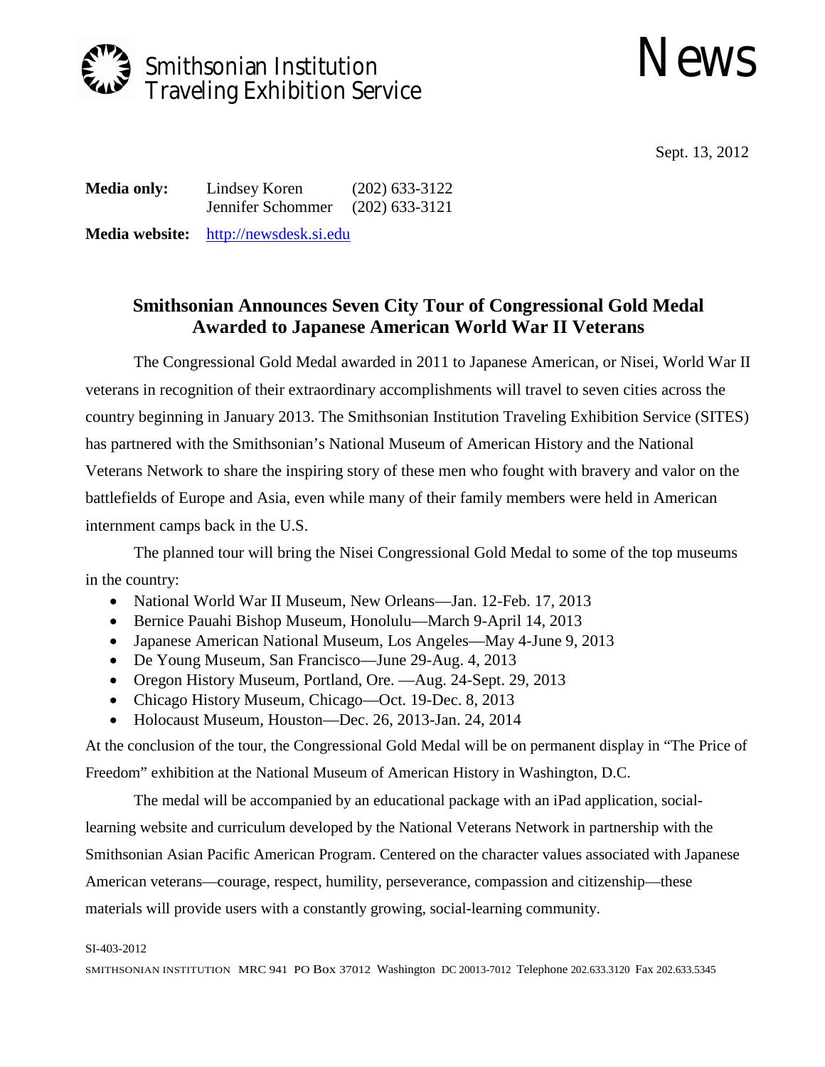Smithsonian Institution
Traveling Exhibition Service

# News

Sept. 13, 2012

**Media only:** Lindsey Koren (202) 633-3122
Jennifer Schommer (202) 633-3121

**Media website:** http://newsdesk.si.edu

## Smithsonian Announces Seven City Tour of Congressional Gold Medal Awarded to Japanese American World War II Veterans

The Congressional Gold Medal awarded in 2011 to Japanese American, or Nisei, World War II veterans in recognition of their extraordinary accomplishments will travel to seven cities across the country beginning in January 2013. The Smithsonian Institution Traveling Exhibition Service (SITES) has partnered with the Smithsonian's National Museum of American History and the National Veterans Network to share the inspiring story of these men who fought with bravery and valor on the battlefields of Europe and Asia, even while many of their family members were held in American internment camps back in the U.S.

The planned tour will bring the Nisei Congressional Gold Medal to some of the top museums in the country:

- National World War II Museum, New Orleans—Jan. 12-Feb. 17, 2013
- Bernice Pauahi Bishop Museum, Honolulu—March 9-April 14, 2013
- Japanese American National Museum, Los Angeles—May 4-June 9, 2013
- De Young Museum, San Francisco—June 29-Aug. 4, 2013
- Oregon History Museum, Portland, Ore. —Aug. 24-Sept. 29, 2013
- Chicago History Museum, Chicago—Oct. 19-Dec. 8, 2013
- Holocaust Museum, Houston—Dec. 26, 2013-Jan. 24, 2014

At the conclusion of the tour, the Congressional Gold Medal will be on permanent display in "The Price of Freedom" exhibition at the National Museum of American History in Washington, D.C.

The medal will be accompanied by an educational package with an iPad application, social-learning website and curriculum developed by the National Veterans Network in partnership with the Smithsonian Asian Pacific American Program. Centered on the character values associated with Japanese American veterans—courage, respect, humility, perseverance, compassion and citizenship—these materials will provide users with a constantly growing, social-learning community.

SI-403-2012

SMITHSONIAN INSTITUTION MRC 941 PO Box 37012 Washington DC 20013-7012 Telephone 202.633.3120 Fax 202.633.5345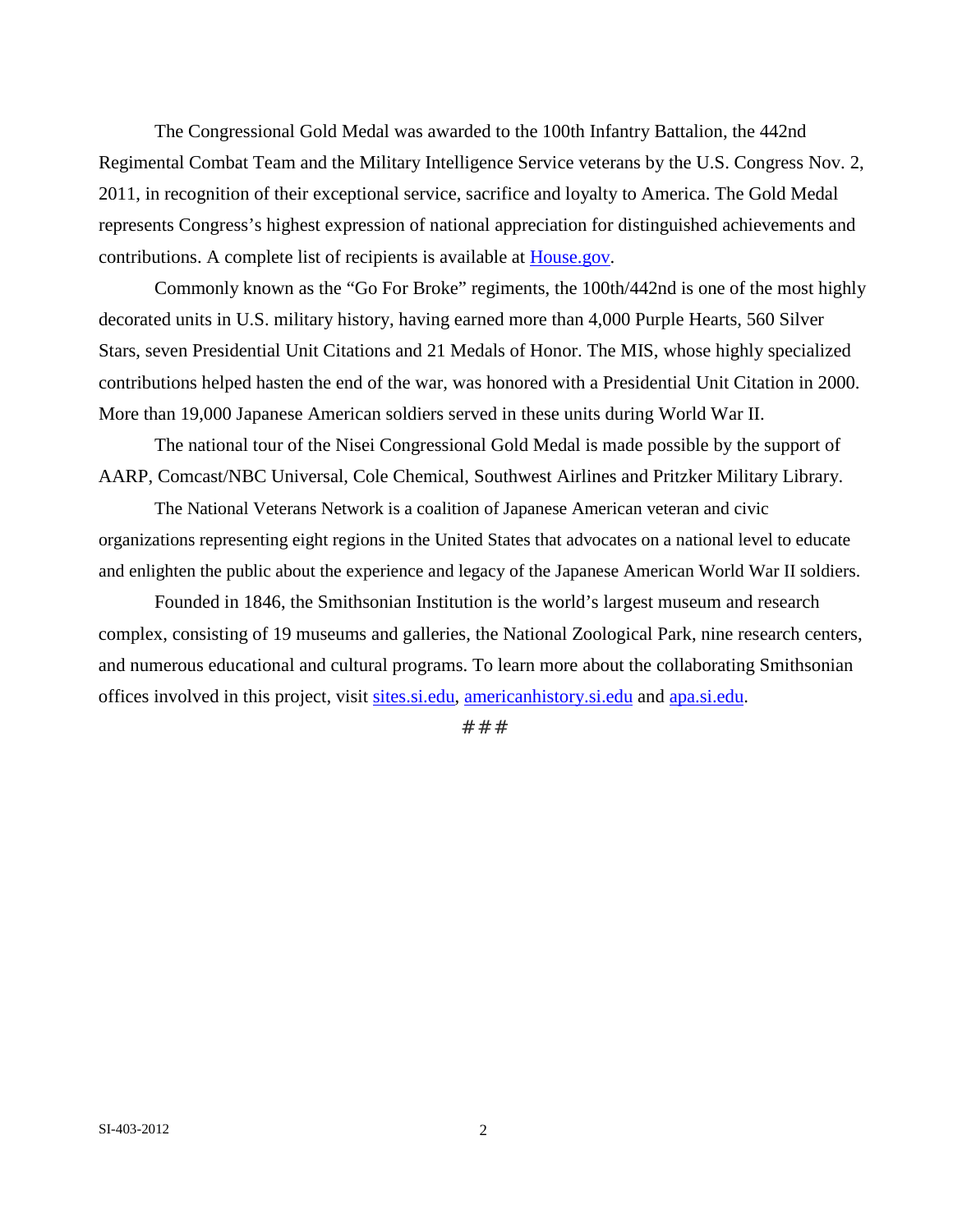The Congressional Gold Medal was awarded to the 100th Infantry Battalion, the 442nd Regimental Combat Team and the Military Intelligence Service veterans by the U.S. Congress Nov. 2, 2011, in recognition of their exceptional service, sacrifice and loyalty to America. The Gold Medal represents Congress's highest expression of national appreciation for distinguished achievements and contributions. A complete list of recipients is available at House.gov.

Commonly known as the "Go For Broke" regiments, the 100th/442nd is one of the most highly decorated units in U.S. military history, having earned more than 4,000 Purple Hearts, 560 Silver Stars, seven Presidential Unit Citations and 21 Medals of Honor. The MIS, whose highly specialized contributions helped hasten the end of the war, was honored with a Presidential Unit Citation in 2000. More than 19,000 Japanese American soldiers served in these units during World War II.

The national tour of the Nisei Congressional Gold Medal is made possible by the support of AARP, Comcast/NBC Universal, Cole Chemical, Southwest Airlines and Pritzker Military Library.

The National Veterans Network is a coalition of Japanese American veteran and civic organizations representing eight regions in the United States that advocates on a national level to educate and enlighten the public about the experience and legacy of the Japanese American World War II soldiers.

Founded in 1846, the Smithsonian Institution is the world's largest museum and research complex, consisting of 19 museums and galleries, the National Zoological Park, nine research centers, and numerous educational and cultural programs. To learn more about the collaborating Smithsonian offices involved in this project, visit sites.si.edu, americanhistory.si.edu and apa.si.edu.

# # #

SI-403-2012